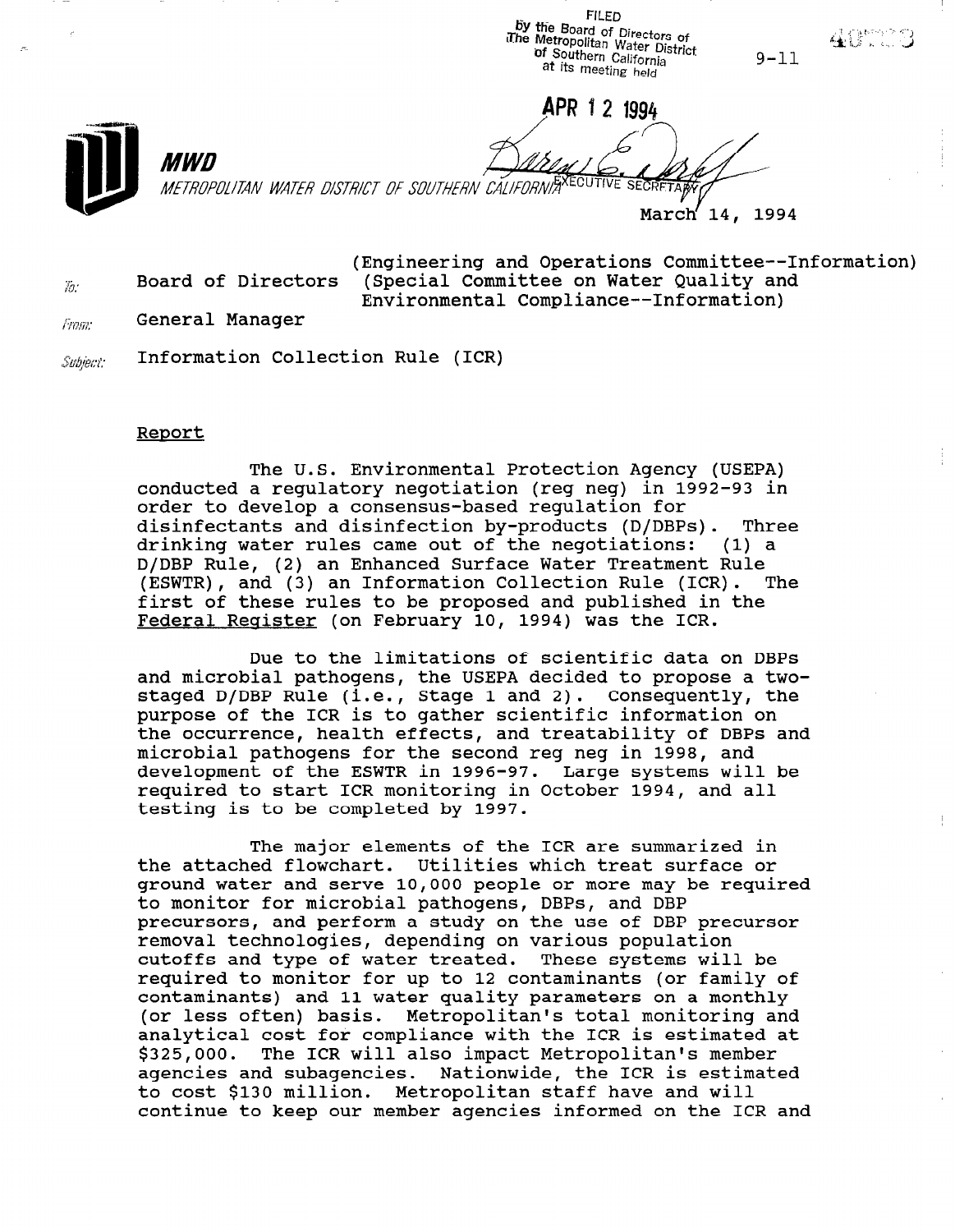FILED
by the Board of Directors of
The Metropolitan Water District
of Southern California
at its meeting held

9-11

APR 12 1994

EXECUTIVE SECRETARY

MWD

METROPOLITAN WATER DISTRICT OF SOUTHERN CALIFORNIA

March 14, 1994

To: Board of Directors (Engineering and Operations Committee--Information) (Special Committee on Water Quality and Environmental Compliance--Information)

From: General Manager

Subject: Information Collection Rule (ICR)

## Report

The U.S. Environmental Protection Agency (USEPA) conducted a regulatory negotiation (reg neg) in 1992-93 in order to develop a consensus-based regulation for disinfectants and disinfection by-products (D/DBPs). Three drinking water rules came out of the negotiations: (1) a D/DBP Rule, (2) an Enhanced Surface Water Treatment Rule (ESWTR), and (3) an Information Collection Rule (ICR). The first of these rules to be proposed and published in the Federal Register (on February 10, 1994) was the ICR.

Due to the limitations of scientific data on DBPs and microbial pathogens, the USEPA decided to propose a two-staged D/DBP Rule (i.e., Stage 1 and 2). Consequently, the purpose of the ICR is to gather scientific information on the occurrence, health effects, and treatability of DBPs and microbial pathogens for the second reg neg in 1998, and development of the ESWTR in 1996-97. Large systems will be required to start ICR monitoring in October 1994, and all testing is to be completed by 1997.

The major elements of the ICR are summarized in the attached flowchart. Utilities which treat surface or ground water and serve 10,000 people or more may be required to monitor for microbial pathogens, DBPs, and DBP precursors, and perform a study on the use of DBP precursor removal technologies, depending on various population cutoffs and type of water treated. These systems will be required to monitor for up to 12 contaminants (or family of contaminants) and 11 water quality parameters on a monthly (or less often) basis. Metropolitan's total monitoring and analytical cost for compliance with the ICR is estimated at $325,000. The ICR will also impact Metropolitan's member agencies and subagencies. Nationwide, the ICR is estimated to cost $130 million. Metropolitan staff have and will continue to keep our member agencies informed on the ICR and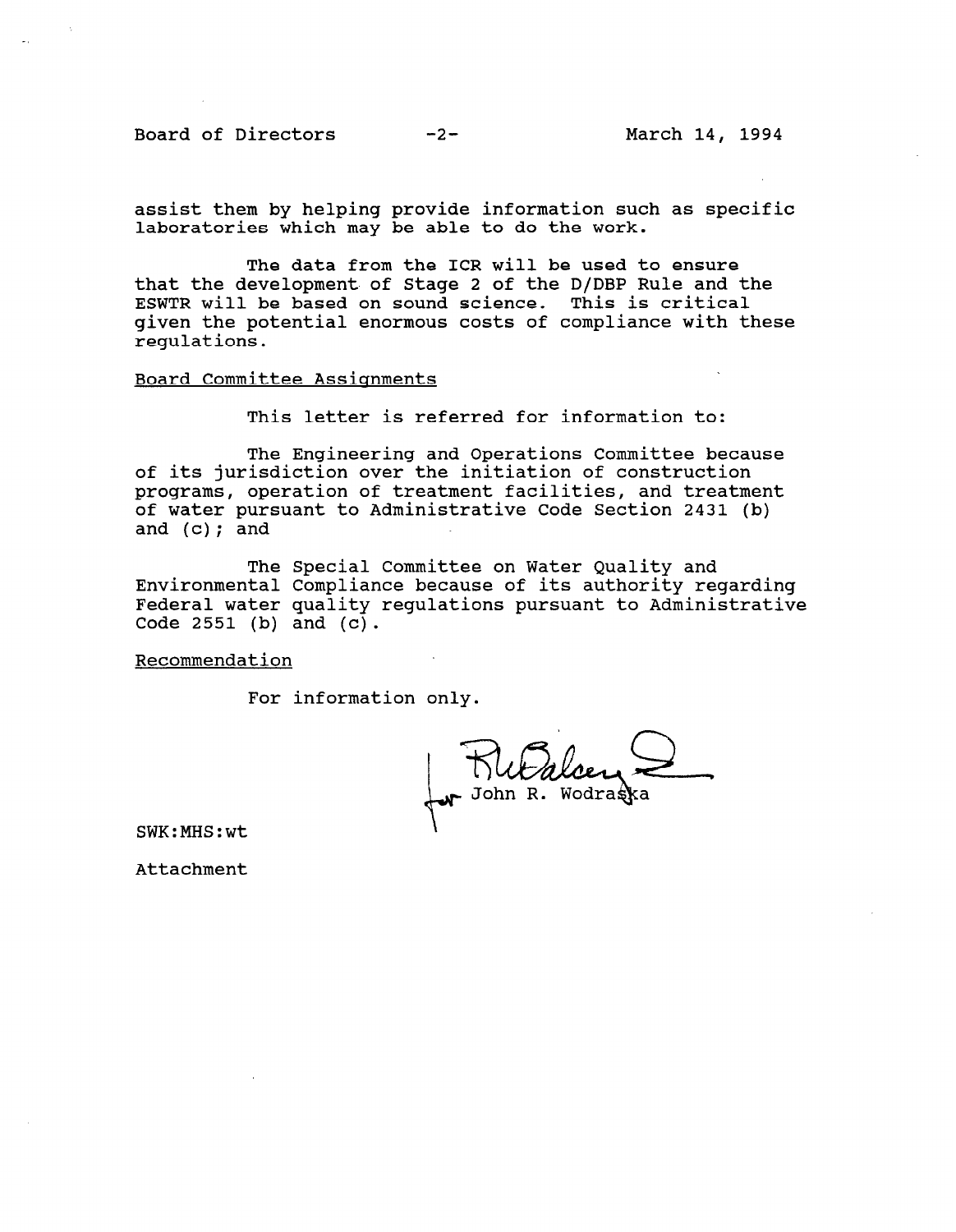assist them by helping provide information such as specific laboratories which may be able to do the work.

The data from the ICR will be used to ensure that the development of Stage 2 of the D/DBP Rule and the ESWTR will be based on sound science. This is critical given the potential enormous costs of compliance with these regulations.

Board Committee Assignments

This letter is referred for information to:

The Engineering and Operations Committee because of its jurisdiction over the initiation of construction programs, operation of treatment facilities, and treatment of water pursuant to Administrative Code Section 2431 (b) and (c); and

The Special Committee on Water Quality and Environmental Compliance because of its authority regarding Federal water quality regulations pursuant to Administrative Code 2551 (b) and (c).

Recommendation

For information only.

for John R. Wodraska

SWK:MHS:wt

Attachment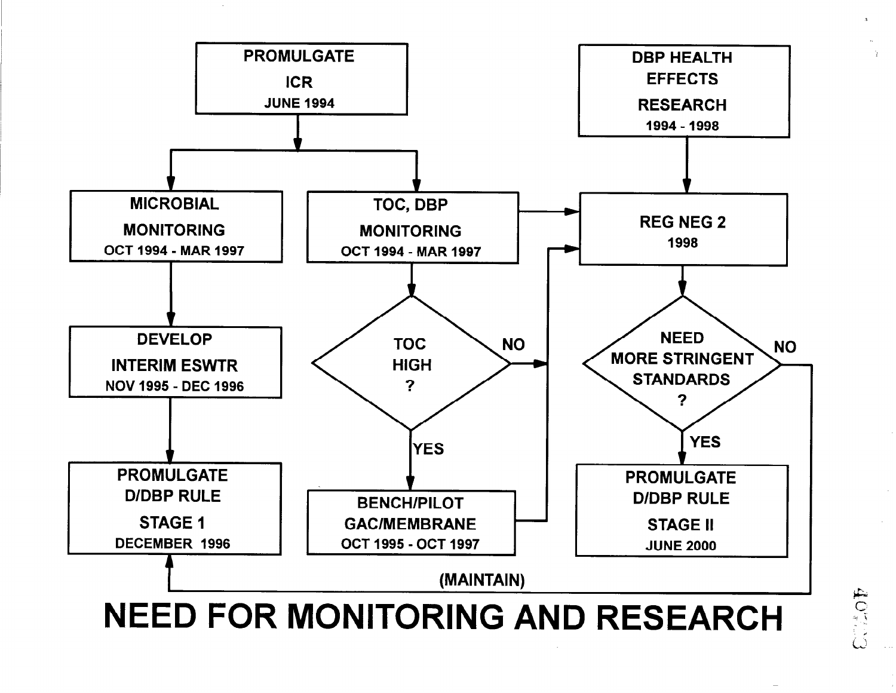PROMULGATE
ICR
JUNE 1994

DBP HEALTH
EFFECTS
RESEARCH
1994 - 1998

MICROBIAL
MONITORING
OCT 1994 - MAR 1997

TOC, DBP
MONITORING
OCT 1994 - MAR 1997

REG NEG 2
1998

DEVELOP
INTERIM ESWTR
NOV 1995 - DEC 1996

TOC
HIGH
?

NO

YES

NEED
MORE STRINGENT
STANDARDS
?

NO

YES

PROMULGATE
D/DBP RULE
STAGE 1
DECEMBER 1996

BENCH/PILOT
GAC/MEMBRANE
OCT 1995 - OCT 1997

PROMULGATE
D/DBP RULE
STAGE II
JUNE 2000

(MAINTAIN)

# NEED FOR MONITORING AND RESEARCH